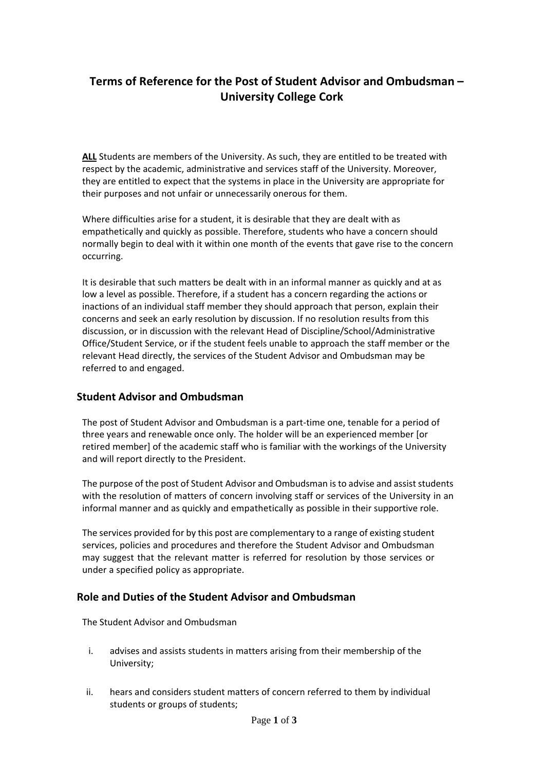# Terms of Reference for the Post of Student Advisor and Ombudsman – University College Cork

**ALL** Students are members of the University. As such, they are entitled to be treated with respect by the academic, administrative and services staff of the University. Moreover, they are entitled to expect that the systems in place in the University are appropriate for their purposes and not unfair or unnecessarily onerous for them.

Where difficulties arise for a student, it is desirable that they are dealt with as empathetically and quickly as possible. Therefore, students who have a concern should normally begin to deal with it within one month of the events that gave rise to the concern occurring.

It is desirable that such matters be dealt with in an informal manner as quickly and at as low a level as possible. Therefore, if a student has a concern regarding the actions or inactions of an individual staff member they should approach that person, explain their concerns and seek an early resolution by discussion. If no resolution results from this discussion, or in discussion with the relevant Head of Discipline/School/Administrative Office/Student Service, or if the student feels unable to approach the staff member or the relevant Head directly, the services of the Student Advisor and Ombudsman may be referred to and engaged.

## Student Advisor and Ombudsman

The post of Student Advisor and Ombudsman is a part-time one, tenable for a period of three years and renewable once only. The holder will be an experienced member [or retired member] of the academic staff who is familiar with the workings of the University and will report directly to the President.

The purpose of the post of Student Advisor and Ombudsman is to advise and assist students with the resolution of matters of concern involving staff or services of the University in an informal manner and as quickly and empathetically as possible in their supportive role.

The services provided for by this post are complementary to a range of existing student services, policies and procedures and therefore the Student Advisor and Ombudsman may suggest that the relevant matter is referred for resolution by those services or under a specified policy as appropriate.

## Role and Duties of the Student Advisor and Ombudsman

The Student Advisor and Ombudsman

i. advises and assists students in matters arising from their membership of the University;

ii. hears and considers student matters of concern referred to them by individual students or groups of students;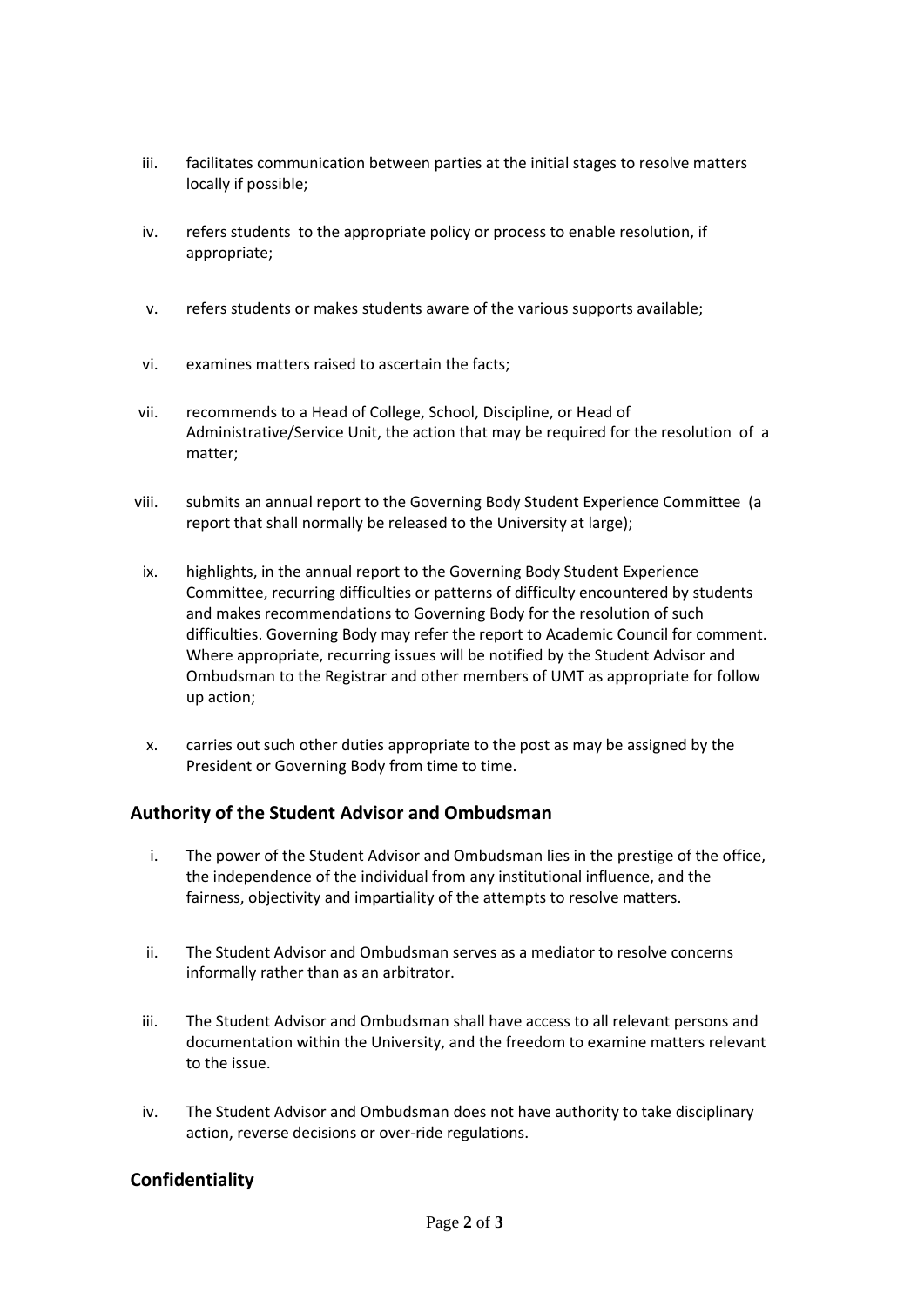iii. facilitates communication between parties at the initial stages to resolve matters locally if possible;

iv. refers students to the appropriate policy or process to enable resolution, if appropriate;

v. refers students or makes students aware of the various supports available;

vi. examines matters raised to ascertain the facts;

vii. recommends to a Head of College, School, Discipline, or Head of Administrative/Service Unit, the action that may be required for the resolution of a matter;

viii. submits an annual report to the Governing Body Student Experience Committee (a report that shall normally be released to the University at large);

ix. highlights, in the annual report to the Governing Body Student Experience Committee, recurring difficulties or patterns of difficulty encountered by students and makes recommendations to Governing Body for the resolution of such difficulties. Governing Body may refer the report to Academic Council for comment. Where appropriate, recurring issues will be notified by the Student Advisor and Ombudsman to the Registrar and other members of UMT as appropriate for follow up action;

x. carries out such other duties appropriate to the post as may be assigned by the President or Governing Body from time to time.

## Authority of the Student Advisor and Ombudsman

i. The power of the Student Advisor and Ombudsman lies in the prestige of the office, the independence of the individual from any institutional influence, and the fairness, objectivity and impartiality of the attempts to resolve matters.

ii. The Student Advisor and Ombudsman serves as a mediator to resolve concerns informally rather than as an arbitrator.

iii. The Student Advisor and Ombudsman shall have access to all relevant persons and documentation within the University, and the freedom to examine matters relevant to the issue.

iv. The Student Advisor and Ombudsman does not have authority to take disciplinary action, reverse decisions or over-ride regulations.

## Confidentiality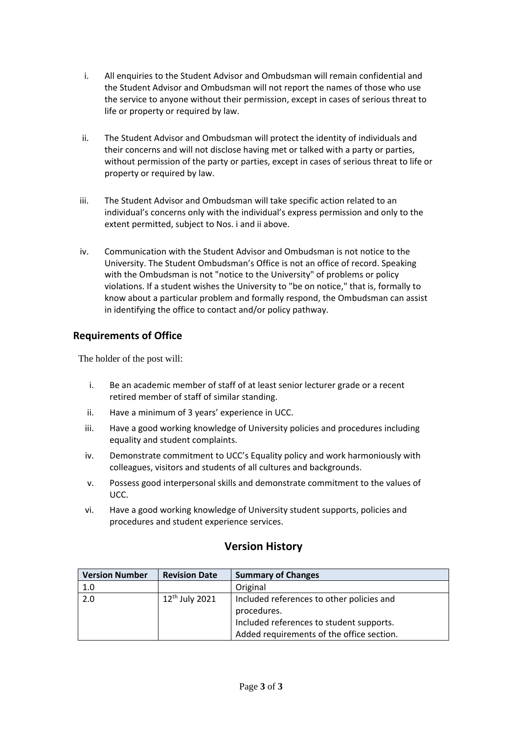i. All enquiries to the Student Advisor and Ombudsman will remain confidential and the Student Advisor and Ombudsman will not report the names of those who use the service to anyone without their permission, except in cases of serious threat to life or property or required by law.

ii. The Student Advisor and Ombudsman will protect the identity of individuals and their concerns and will not disclose having met or talked with a party or parties, without permission of the party or parties, except in cases of serious threat to life or property or required by law.

iii. The Student Advisor and Ombudsman will take specific action related to an individual's concerns only with the individual's express permission and only to the extent permitted, subject to Nos. i and ii above.

iv. Communication with the Student Advisor and Ombudsman is not notice to the University. The Student Ombudsman's Office is not an office of record. Speaking with the Ombudsman is not "notice to the University" of problems or policy violations. If a student wishes the University to "be on notice," that is, formally to know about a particular problem and formally respond, the Ombudsman can assist in identifying the office to contact and/or policy pathway.

## Requirements of Office

The holder of the post will:

i. Be an academic member of staff of at least senior lecturer grade or a recent retired member of staff of similar standing.
ii. Have a minimum of 3 years' experience in UCC.
iii. Have a good working knowledge of University policies and procedures including equality and student complaints.
iv. Demonstrate commitment to UCC's Equality policy and work harmoniously with colleagues, visitors and students of all cultures and backgrounds.
v. Possess good interpersonal skills and demonstrate commitment to the values of UCC.
vi. Have a good working knowledge of University student supports, policies and procedures and student experience services.

## Version History

| Version Number | Revision Date | Summary of Changes |
| --- | --- | --- |
| 1.0 | | Original |
| 2.0 | 12th July 2021 | Included references to other policies and procedures.<br>Included references to student supports.<br>Added requirements of the office section. |